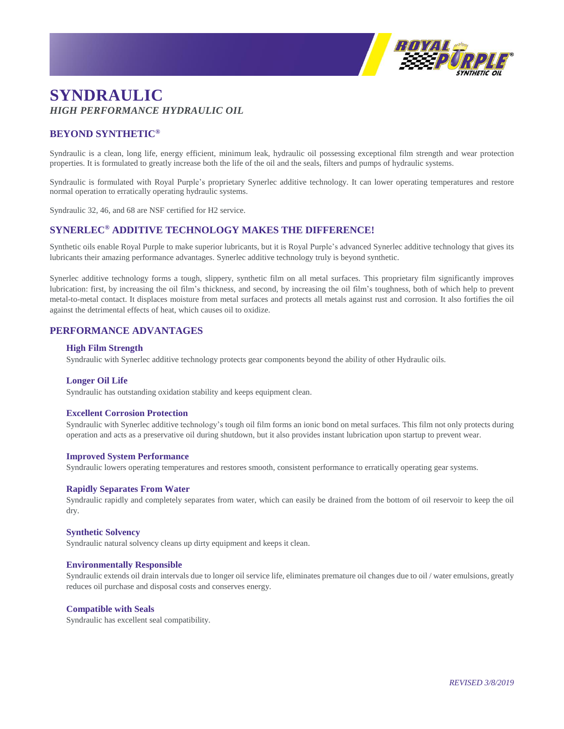# SYNDRAULIC

*HIGH PERFORMANCE HYDRAULIC OIL*

## BEYOND SYNTHETIC®

Syndraulic is a clean, long life, energy efficient, minimum leak, hydraulic oil possessing exceptional film strength and wear protection properties. It is formulated to greatly increase both the life of the oil and the seals, filters and pumps of hydraulic systems.

Syndraulic is formulated with Royal Purple's proprietary Synerlec additive technology. It can lower operating temperatures and restore normal operation to erratically operating hydraulic systems.

Syndraulic 32, 46, and 68 are NSF certified for H2 service.

## SYNERLEC® ADDITIVE TECHNOLOGY MAKES THE DIFFERENCE!

Synthetic oils enable Royal Purple to make superior lubricants, but it is Royal Purple's advanced Synerlec additive technology that gives its lubricants their amazing performance advantages. Synerlec additive technology truly is beyond synthetic.

Synerlec additive technology forms a tough, slippery, synthetic film on all metal surfaces. This proprietary film significantly improves lubrication: first, by increasing the oil film's thickness, and second, by increasing the oil film's toughness, both of which help to prevent metal-to-metal contact. It displaces moisture from metal surfaces and protects all metals against rust and corrosion. It also fortifies the oil against the detrimental effects of heat, which causes oil to oxidize.

## PERFORMANCE ADVANTAGES

### High Film Strength

Syndraulic with Synerlec additive technology protects gear components beyond the ability of other Hydraulic oils.

### Longer Oil Life

Syndraulic has outstanding oxidation stability and keeps equipment clean.

### Excellent Corrosion Protection

Syndraulic with Synerlec additive technology's tough oil film forms an ionic bond on metal surfaces. This film not only protects during operation and acts as a preservative oil during shutdown, but it also provides instant lubrication upon startup to prevent wear.

### Improved System Performance

Syndraulic lowers operating temperatures and restores smooth, consistent performance to erratically operating gear systems.

### Rapidly Separates From Water

Syndraulic rapidly and completely separates from water, which can easily be drained from the bottom of oil reservoir to keep the oil dry.

### Synthetic Solvency

Syndraulic natural solvency cleans up dirty equipment and keeps it clean.

### Environmentally Responsible

Syndraulic extends oil drain intervals due to longer oil service life, eliminates premature oil changes due to oil / water emulsions, greatly reduces oil purchase and disposal costs and conserves energy.

### Compatible with Seals

Syndraulic has excellent seal compatibility.

*REVISED 3/8/2019*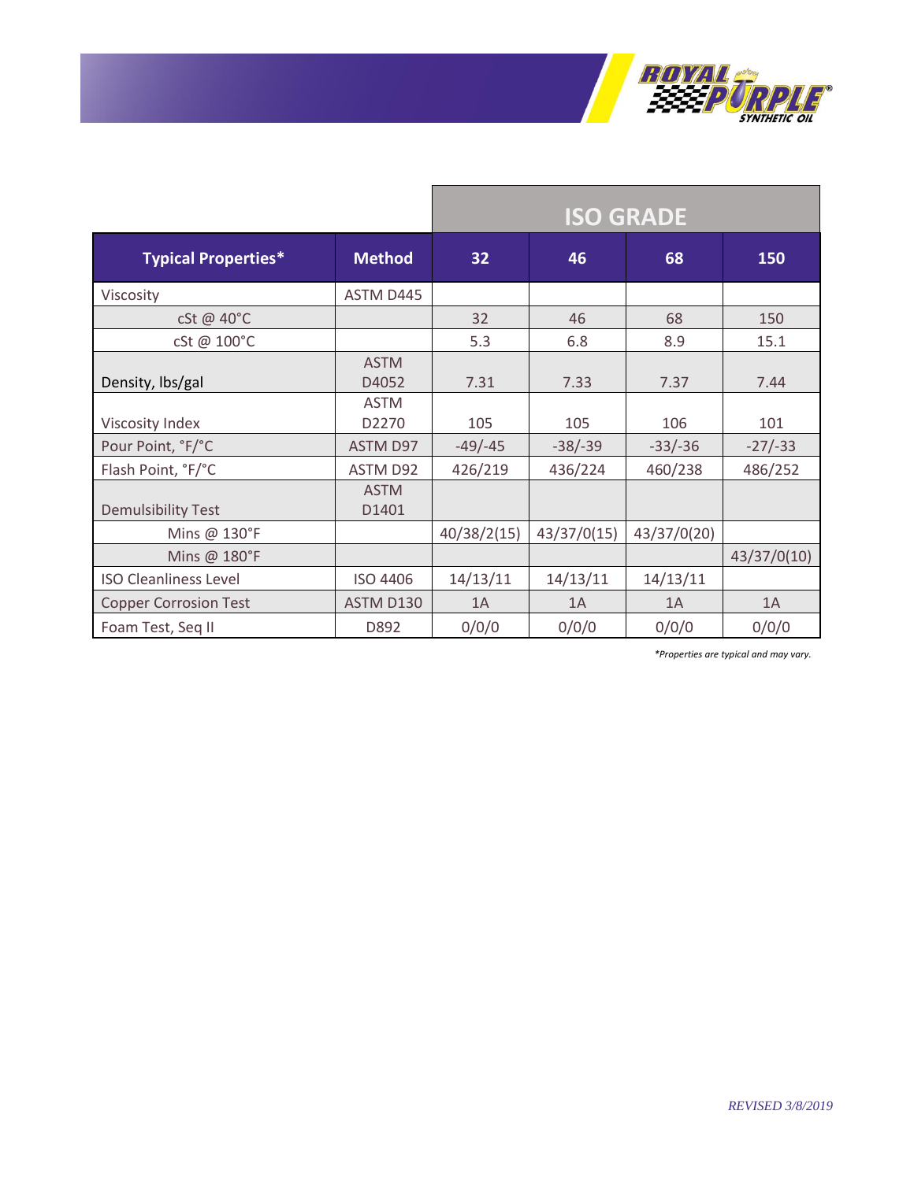| | | ISO GRADE | | | |
|---|---|---|---|---|---|
| **Typical Properties*** | **Method** | **32** | **46** | **68** | **150** |
| Viscosity | ASTM D445 | | | | |
| cSt @ 40°C | | 32 | 46 | 68 | 150 |
| cSt @ 100°C | | 5.3 | 6.8 | 8.9 | 15.1 |
| Density, lbs/gal | ASTM D4052 | 7.31 | 7.33 | 7.37 | 7.44 |
| Viscosity Index | ASTM D2270 | 105 | 105 | 106 | 101 |
| Pour Point, °F/°C | ASTM D97 | -49/-45 | -38/-39 | -33/-36 | -27/-33 |
| Flash Point, °F/°C | ASTM D92 | 426/219 | 436/224 | 460/238 | 486/252 |
| Demulsibility Test | ASTM D1401 | | | | |
| Mins @ 130°F | | 40/38/2(15) | 43/37/0(15) | 43/37/0(20) | |
| Mins @ 180°F | | | | | 43/37/0(10) |
| ISO Cleanliness Level | ISO 4406 | 14/13/11 | 14/13/11 | 14/13/11 | |
| Copper Corrosion Test | ASTM D130 | 1A | 1A | 1A | 1A |
| Foam Test, Seq II | D892 | 0/0/0 | 0/0/0 | 0/0/0 | 0/0/0 |

*\*Properties are typical and may vary.*

*REVISED 3/8/2019*